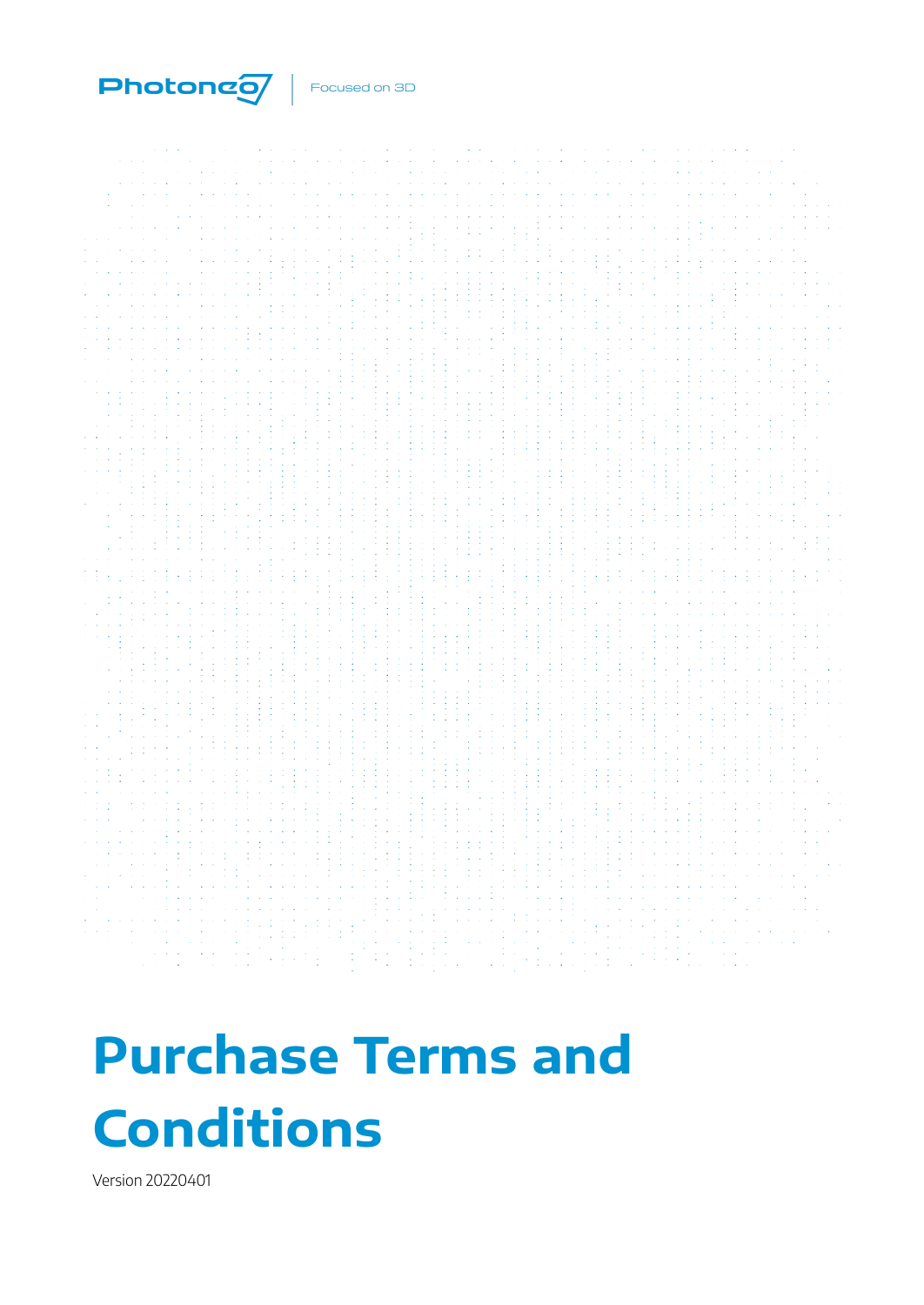Photoneo | Focused on 3D

# Purchase Terms and Conditions

Version 20220401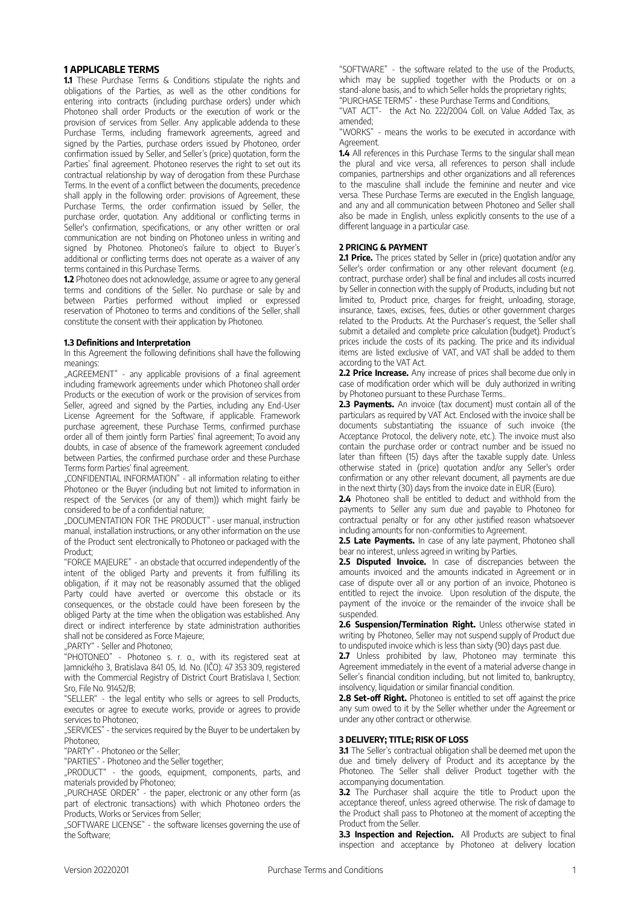## 1 APPLICABLE TERMS

**1.1** These Purchase Terms & Conditions stipulate the rights and obligations of the Parties, as well as the other conditions for entering into contracts (including purchase orders) under which Photoneo shall order Products or the execution of work or the provision of services from Seller. Any applicable addenda to these Purchase Terms, including framework agreements, agreed and signed by the Parties, purchase orders issued by Photoneo, order confirmation issued by Seller, and Seller's (price) quotation, form the Parties' final agreement. Photoneo reserves the right to set out its contractual relationship by way of derogation from these Purchase Terms. In the event of a conflict between the documents, precedence shall apply in the following order: provisions of Agreement, these Purchase Terms, the order confirmation issued by Seller, the purchase order, quotation. Any additional or conflicting terms in Seller's confirmation, specifications, or any other written or oral communication are not binding on Photoneo unless in writing and signed by Photoneo. Photoneo's failure to object to Buyer's additional or conflicting terms does not operate as a waiver of any terms contained in this Purchase Terms.

**1.2** Photoneo does not acknowledge, assume or agree to any general terms and conditions of the Seller. No purchase or sale by and between Parties performed without implied or expressed reservation of Photoneo to terms and conditions of the Seller, shall constitute the consent with their application by Photoneo.

**1.3 Definitions and Interpretation**

In this Agreement the following definitions shall have the following meanings:

„AGREEMENT" - any applicable provisions of a final agreement including framework agreements under which Photoneo shall order Products or the execution of work or the provision of services from Seller, agreed and signed by the Parties, including any End-User License Agreement for the Software, if applicable. Framework purchase agreement, these Purchase Terms, confirmed purchase order all of them jointly form Parties' final agreement; To avoid any doubts, in case of absence of the framework agreement concluded between Parties, the confirmed purchase order and these Purchase Terms form Parties' final agreement.

„CONFIDENTIAL INFORMATION" - all information relating to either Photoneo or the Buyer (including but not limited to information in respect of the Services (or any of them)) which might fairly be considered to be of a confidential nature;

„DOCUMENTATION FOR THE PRODUCT" - user manual, instruction manual, installation instructions, or any other information on the use of the Product sent electronically to Photoneo or packaged with the Product;

"FORCE MAJEURE" - an obstacle that occurred independently of the intent of the obliged Party and prevents it from fulfilling its obligation, if it may not be reasonably assumed that the obliged Party could have averted or overcome this obstacle or its consequences, or the obstacle could have been foreseen by the obliged Party at the time when the obligation was established. Any direct or indirect interference by state administration authorities shall not be considered as Force Majeure;

„PARTY" - Seller and Photoneo;

"PHOTONEO" - Photoneo s. r. o., with its registered seat at Jamnického 3, Bratislava 841 05, Id. No. (IČO): 47 353 309, registered with the Commercial Registry of District Court Bratislava I, Section: Sro, File No. 91452/B;

"SELLER" - the legal entity who sells or agrees to sell Products, executes or agree to execute works, provide or agrees to provide services to Photoneo;

„SERVICES" - the services required by the Buyer to be undertaken by Photoneo;

"PARTY" - Photoneo or the Seller;

"PARTIES" - Photoneo and the Seller together;

„PRODUCT" - the goods, equipment, components, parts, and materials provided by Photoneo;

„PURCHASE ORDER" - the paper, electronic or any other form (as part of electronic transactions) with which Photoneo orders the Products, Works or Services from Seller;

„SOFTWARE LICENSE" - the software licenses governing the use of the Software;

"SOFTWARE" - the software related to the use of the Products, which may be supplied together with the Products or on a stand-alone basis, and to which Seller holds the proprietary rights;

"PURCHASE TERMS" - these Purchase Terms and Conditions,

"VAT ACT"- the Act No. 222/2004 Coll. on Value Added Tax, as amended;

"WORKS" - means the works to be executed in accordance with Agreement.

**1.4** All references in this Purchase Terms to the singular shall mean the plural and vice versa, all references to person shall include companies, partnerships and other organizations and all references to the masculine shall include the feminine and neuter and vice versa. These Purchase Terms are executed in the English language, and any and all communication between Photoneo and Seller shall also be made in English, unless explicitly consents to the use of a different language in a particular case.

## 2 PRICING & PAYMENT

**2.1 Price.** The prices stated by Seller in (price) quotation and/or any Seller's order confirmation or any other relevant document (e.g. contract, purchase order) shall be final and includes all costs incurred by Seller in connection with the supply of Products, including but not limited to, Product price, charges for freight, unloading, storage, insurance, taxes, excises, fees, duties or other government charges related to the Products. At the Purchaser's request, the Seller shall submit a detailed and complete price calculation (budget). Product's prices include the costs of its packing. The price and its individual items are listed exclusive of VAT, and VAT shall be added to them according to the VAT Act.

**2.2 Price Increase.** Any increase of prices shall become due only in case of modification order which will be duly authorized in writing by Photoneo pursuant to these Purchase Terms..

**2.3 Payments.** An invoice (tax document) must contain all of the particulars as required by VAT Act. Enclosed with the invoice shall be documents substantiating the issuance of such invoice (the Acceptance Protocol, the delivery note, etc.). The invoice must also contain the purchase order or contract number and be issued no later than fifteen (15) days after the taxable supply date. Unless otherwise stated in (price) quotation and/or any Seller's order confirmation or any other relevant document, all payments are due in the next thirty (30) days from the invoice date in EUR (Euro).

**2.4** Photoneo shall be entitled to deduct and withhold from the payments to Seller any sum due and payable to Photoneo for contractual penalty or for any other justified reason whatsoever including amounts for non-conformities to Agreement.

**2.5 Late Payments.** In case of any late payment, Photoneo shall bear no interest, unless agreed in writing by Parties.

**2.5 Disputed Invoice.** In case of discrepancies between the amounts invoiced and the amounts indicated in Agreement or in case of dispute over all or any portion of an invoice, Photoneo is entitled to reject the invoice. Upon resolution of the dispute, the payment of the invoice or the remainder of the invoice shall be suspended.

**2.6 Suspension/Termination Right.** Unless otherwise stated in writing by Photoneo, Seller may not suspend supply of Product due to undisputed invoice which is less than sixty (90) days past due.

**2.7** Unless prohibited by law, Photoneo may terminate this Agreement immediately in the event of a material adverse change in Seller's financial condition including, but not limited to, bankruptcy, insolvency, liquidation or similar financial condition.

**2.8 Set-off Right.** Photoneo is entitled to set off against the price any sum owed to it by the Seller whether under the Agreement or under any other contract or otherwise.

## 3 DELIVERY; TITLE; RISK OF LOSS

**3.1** The Seller's contractual obligation shall be deemed met upon the due and timely delivery of Product and its acceptance by the Photoneo. The Seller shall deliver Product together with the accompanying documentation.

**3.2** The Purchaser shall acquire the title to Product upon the acceptance thereof, unless agreed otherwise. The risk of damage to the Product shall pass to Photoneo at the moment of accepting the Product from the Seller.

**3.3 Inspection and Rejection.** All Products are subject to final inspection and acceptance by Photoneo at delivery location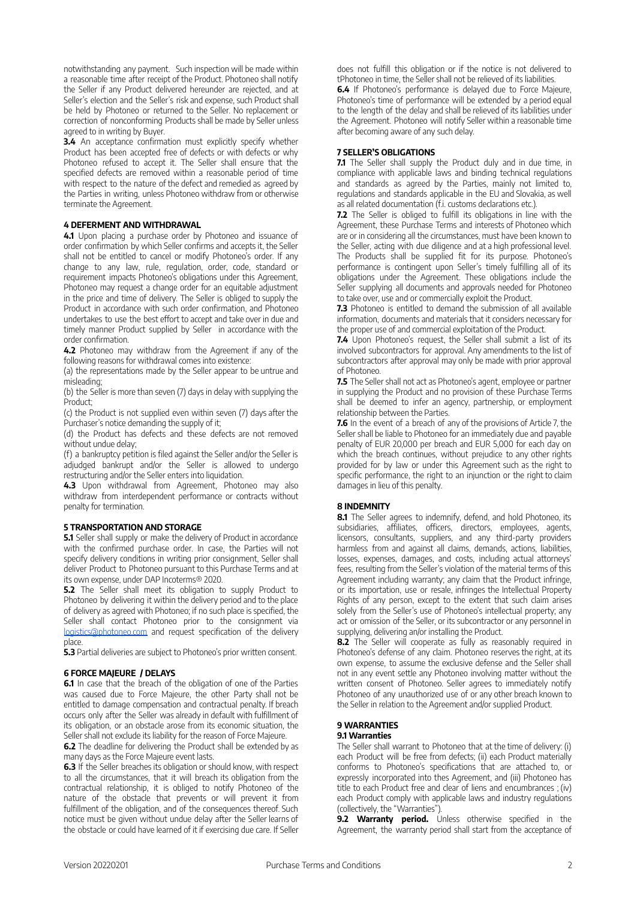notwithstanding any payment. Such inspection will be made within a reasonable time after receipt of the Product. Photoneo shall notify the Seller if any Product delivered hereunder are rejected, and at Seller's election and the Seller's risk and expense, such Product shall be held by Photoneo or returned to the Seller. No replacement or correction of nonconforming Products shall be made by Seller unless agreed to in writing by Buyer.

**3.4** An acceptance confirmation must explicitly specify whether Product has been accepted free of defects or with defects or why Photoneo refused to accept it. The Seller shall ensure that the specified defects are removed within a reasonable period of time with respect to the nature of the defect and remedied as agreed by the Parties in writing, unless Photoneo withdraw from or otherwise terminate the Agreement.

### 4 DEFERMENT AND WITHDRAWAL

**4.1** Upon placing a purchase order by Photoneo and issuance of order confirmation by which Seller confirms and accepts it, the Seller shall not be entitled to cancel or modify Photoneo's order. If any change to any law, rule, regulation, order, code, standard or requirement impacts Photoneo's obligations under this Agreement, Photoneo may request a change order for an equitable adjustment in the price and time of delivery. The Seller is obliged to supply the Product in accordance with such order confirmation, and Photoneo undertakes to use the best effort to accept and take over in due and timely manner Product supplied by Seller in accordance with the order confirmation.

**4.2** Photoneo may withdraw from the Agreement if any of the following reasons for withdrawal comes into existence:

(a) the representations made by the Seller appear to be untrue and misleading;

(b) the Seller is more than seven (7) days in delay with supplying the Product;

(c) the Product is not supplied even within seven (7) days after the Purchaser's notice demanding the supply of it;

(d) the Product has defects and these defects are not removed without undue delay;

(f) a bankruptcy petition is filed against the Seller and/or the Seller is adjudged bankrupt and/or the Seller is allowed to undergo restructuring and/or the Seller enters into liquidation.

**4.3** Upon withdrawal from Agreement, Photoneo may also withdraw from interdependent performance or contracts without penalty for termination.

### 5 TRANSPORTATION AND STORAGE

**5.1** Seller shall supply or make the delivery of Product in accordance with the confirmed purchase order. In case, the Parties will not specify delivery conditions in writing prior consignment, Seller shall deliver Product to Photoneo pursuant to this Purchase Terms and at its own expense, under DAP Incoterms® 2020.

**5.2** The Seller shall meet its obligation to supply Product to Photoneo by delivering it within the delivery period and to the place of delivery as agreed with Photoneo; if no such place is specified, the Seller shall contact Photoneo prior to the consignment via logistics@photoneo.com and request specification of the delivery place.

**5.3** Partial deliveries are subject to Photoneo's prior written consent.

### 6 FORCE MAJEURE / DELAYS

**6.1** In case that the breach of the obligation of one of the Parties was caused due to Force Majeure, the other Party shall not be entitled to damage compensation and contractual penalty. If breach occurs only after the Seller was already in default with fulfillment of its obligation, or an obstacle arose from its economic situation, the Seller shall not exclude its liability for the reason of Force Majeure.

**6.2** The deadline for delivering the Product shall be extended by as many days as the Force Majeure event lasts.

**6.3** If the Seller breaches its obligation or should know, with respect to all the circumstances, that it will breach its obligation from the contractual relationship, it is obliged to notify Photoneo of the nature of the obstacle that prevents or will prevent it from fulfillment of the obligation, and of the consequences thereof. Such notice must be given without undue delay after the Seller learns of the obstacle or could have learned of it if exercising due care. If Seller does not fulfill this obligation or if the notice is not delivered to tPhotoneo in time, the Seller shall not be relieved of its liabilities.

**6.4** If Photoneo's performance is delayed due to Force Majeure, Photoneo's time of performance will be extended by a period equal to the length of the delay and shall be relieved of its liabilities under the Agreement. Photoneo will notify Seller within a reasonable time after becoming aware of any such delay.

### 7 SELLER'S OBLIGATIONS

**7.1** The Seller shall supply the Product duly and in due time, in compliance with applicable laws and binding technical regulations and standards as agreed by the Parties, mainly not limited to, regulations and standards applicable in the EU and Slovakia, as well as all related documentation (f.i. customs declarations etc.).

**7.2** The Seller is obliged to fulfill its obligations in line with the Agreement, these Purchase Terms and interests of Photoneo which are or in considering all the circumstances, must have been known to the Seller, acting with due diligence and at a high professional level. The Products shall be supplied fit for its purpose. Photoneo's performance is contingent upon Seller's timely fulfilling all of its obligations under the Agreement. These obligations include the Seller supplying all documents and approvals needed for Photoneo to take over, use and or commercially exploit the Product.

**7.3** Photoneo is entitled to demand the submission of all available information, documents and materials that it considers necessary for the proper use of and commercial exploitation of the Product.

**7.4** Upon Photoneo's request, the Seller shall submit a list of its involved subcontractors for approval. Any amendments to the list of subcontractors after approval may only be made with prior approval of Photoneo.

**7.5** The Seller shall not act as Photoneo's agent, employee or partner in supplying the Product and no provision of these Purchase Terms shall be deemed to infer an agency, partnership, or employment relationship between the Parties.

**7.6** In the event of a breach of any of the provisions of Article 7, the Seller shall be liable to Photoneo for an immediately due and payable penalty of EUR 20,000 per breach and EUR 5,000 for each day on which the breach continues, without prejudice to any other rights provided for by law or under this Agreement such as the right to specific performance, the right to an injunction or the right to claim damages in lieu of this penalty.

### 8 INDEMNITY

**8.1** The Seller agrees to indemnify, defend, and hold Photoneo, its subsidiaries, affiliates, officers, directors, employees, agents, licensors, consultants, suppliers, and any third-party providers harmless from and against all claims, demands, actions, liabilities, losses, expenses, damages, and costs, including actual attorneys' fees, resulting from the Seller's violation of the material terms of this Agreement including warranty; any claim that the Product infringe, or its importation, use or resale, infringes the Intellectual Property Rights of any person, except to the extent that such claim arises solely from the Seller's use of Photoneo's intellectual property; any act or omission of the Seller, or its subcontractor or any personnel in supplying, delivering an/or installing the Product.

**8.2** The Seller will cooperate as fully as reasonably required in Photoneo's defense of any claim. Photoneo reserves the right, at its own expense, to assume the exclusive defense and the Seller shall not in any event settle any Photoneo involving matter without the written consent of Photoneo. Seller agrees to immediately notify Photoneo of any unauthorized use of or any other breach known to the Seller in relation to the Agreement and/or supplied Product.

### 9 WARRANTIES

#### 9.1 Warranties

The Seller shall warrant to Photoneo that at the time of delivery: (i) each Product will be free from defects; (ii) each Product materially conforms to Photoneo's specifications that are attached to, or expressly incorporated into thes Agreement, and (iii) Photoneo has title to each Product free and clear of liens and encumbrances ; (iv) each Product comply with applicable laws and industry regulations (collectively, the "Warranties").

**9.2 Warranty period.** Unless otherwise specified in the Agreement, the warranty period shall start from the acceptance of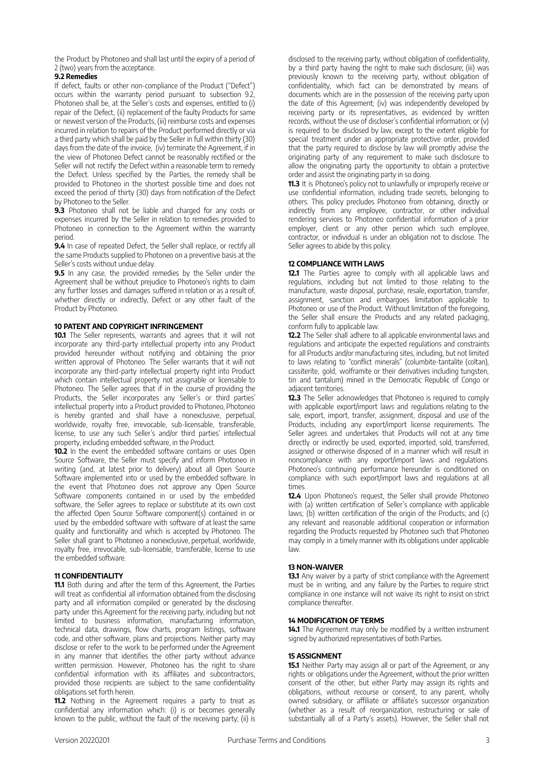the Product by Photoneo and shall last until the expiry of a period of 2 (two) years from the acceptance.

**9.2 Remedies**

If defect, faults or other non-compliance of the Product ("Defect") occurs within the warranty period pursuant to subsection 9.2, Photoneo shall be, at the Seller's costs and expenses, entitled to (i) repair of the Defect, (ii) replacement of the faulty Products for same or newest version of the Products, (iii) reimburse costs and expenses incurred in relation to repairs of the Product performed directly or via a third party which shall be paid by the Seller in full within thirty (30) days from the date of the invoice, (iv) terminate the Agreement, if in the view of Photoneo Defect cannot be reasonably rectified or the Seller will not rectify the Defect within a reasonable term to remedy the Defect. Unless specified by the Parties, the remedy shall be provided to Photoneo in the shortest possible time and does not exceed the period of thirty (30) days from notification of the Defect by Photoneo to the Seller.

**9.3** Photoneo shall not be liable and charged for any costs or expenses incurred by the Seller in relation to remedies provided to Photoneo in connection to the Agreement within the warranty period.

**9.4** In case of repeated Defect, the Seller shall replace, or rectify all the same Products supplied to Photoneo on a preventive basis at the Seller's costs without undue delay.

**9.5** In any case, the provided remedies by the Seller under the Agreement shall be without prejudice to Photoneo's rights to claim any further losses and damages suffered in relation or as a result of, whether directly or indirectly, Defect or any other fault of the Product by Photoneo.

**10 PATENT AND COPYRIGHT INFRINGEMENT**

**10.1** The Seller represents, warrants and agrees that it will not incorporate any third-party intellectual property into any Product provided hereunder without notifying and obtaining the prior written approval of Photoneo. The Seller warrants that it will not incorporate any third-party intellectual property right into Product which contain intellectual property not assignable or licensable to Photoneo. The Seller agrees that if in the course of providing the Products, the Seller incorporates any Seller's or third parties' intellectual property into a Product provided to Photoneo, Photoneo is hereby granted and shall have a nonexclusive, perpetual, worldwide, royalty free, irrevocable, sub-licensable, transferable, license, to use any such Seller's and/or third parties' intellectual property, including embedded software, in the Product.

**10.2** In the event the embedded software contains or uses Open Source Software, the Seller must specify and inform Photoneo in writing (and, at latest prior to delivery) about all Open Source Software implemented into or used by the embedded software. In the event that Photoneo does not approve any Open Source Software components contained in or used by the embedded software, the Seller agrees to replace or substitute at its own cost the affected Open Source Software component(s) contained in or used by the embedded software with software of at least the same quality and functionality and which is accepted by Photoneo. The Seller shall grant to Photoneo a nonexclusive, perpetual, worldwide, royalty free, irrevocable, sub-licensable, transferable, license to use the embedded software.

**11 CONFIDENTIALITY**

**11.1** Both during and after the term of this Agreement, the Parties will treat as confidential all information obtained from the disclosing party and all information compiled or generated by the disclosing party under this Agreement for the receiving party, including but not limited to business information, manufacturing information, technical data, drawings, flow charts, program listings, software code, and other software, plans and projections. Neither party may disclose or refer to the work to be performed under the Agreement in any manner that identifies the other party without advance written permission. However, Photoneo has the right to share confidential information with its affiliates and subcontractors, provided those recipients are subject to the same confidentiality obligations set forth herein.

**11.2** Nothing in the Agreement requires a party to treat as confidential any information which: (i) is or becomes generally known to the public, without the fault of the receiving party; (ii) is disclosed to the receiving party, without obligation of confidentiality, by a third party having the right to make such disclosure; (iii) was previously known to the receiving party, without obligation of confidentiality, which fact can be demonstrated by means of documents which are in the possession of the receiving party upon the date of this Agreement; (iv) was independently developed by receiving party or its representatives, as evidenced by written records, without the use of discloser's confidential information; or (v) is required to be disclosed by law, except to the extent eligible for special treatment under an appropriate protective order, provided that the party required to disclose by law will promptly advise the originating party of any requirement to make such disclosure to allow the originating party the opportunity to obtain a protective order and assist the originating party in so doing.

**11.3** It is Photoneo's policy not to unlawfully or improperly receive or use confidential information, including trade secrets, belonging to others. This policy precludes Photoneo from obtaining, directly or indirectly from any employee, contractor, or other individual rendering services to Photoneo confidential information of a prior employer, client or any other person which such employee, contractor, or individual is under an obligation not to disclose. The Seller agrees to abide by this policy.

**12 COMPLIANCE WITH LAWS**

**12.1** The Parties agree to comply with all applicable laws and regulations, including but not limited to those relating to the manufacture, waste disposal, purchase, resale, exportation, transfer, assignment, sanction and embargoes limitation applicable to Photoneo or use of the Product. Without limitation of the foregoing, the Seller shall ensure the Products and any related packaging, conform fully to applicable law.

**12.2** The Seller shall adhere to all applicable environmental laws and regulations and anticipate the expected regulations and constraints for all Products and/or manufacturing sites, including, but not limited to laws relating to "conflict minerals" (columbite-tantalite (coltan), cassiterite, gold, wolframite or their derivatives including tungsten, tin and tantalum) mined in the Democratic Republic of Congo or adjacent territories.

**12.3** The Seller acknowledges that Photoneo is required to comply with applicable export/import laws and regulations relating to the sale, export, import, transfer, assignment, disposal and use of the Products, including any export/import license requirements. The Seller agrees and undertakes that Products will not at any time directly or indirectly be used, exported, imported, sold, transferred, assigned or otherwise disposed of in a manner which will result in noncompliance with any export/import laws and regulations. Photoneo's continuing performance hereunder is conditioned on compliance with such export/import laws and regulations at all times.

**12.4** Upon Photoneo's request, the Seller shall provide Photoneo with (a) written certification of Seller's compliance with applicable laws; (b) written certification of the origin of the Products; and (c) any relevant and reasonable additional cooperation or information regarding the Products requested by Photoneo such that Photoneo may comply in a timely manner with its obligations under applicable law.

**13 NON-WAIVER**

**13.1** Any waiver by a party of strict compliance with the Agreement must be in writing, and any failure by the Parties to require strict compliance in one instance will not waive its right to insist on strict compliance thereafter.

**14 MODIFICATION OF TERMS**

**14.1** The Agreement may only be modified by a written instrument signed by authorized representatives of both Parties.

**15 ASSIGNMENT**

**15.1** Neither Party may assign all or part of the Agreement, or any rights or obligations under the Agreement, without the prior written consent of the other; but either Party may assign its rights and obligations, without recourse or consent, to any parent, wholly owned subsidiary, or affiliate or affiliate's successor organization (whether as a result of reorganization, restructuring or sale of substantially all of a Party's assets). However, the Seller shall not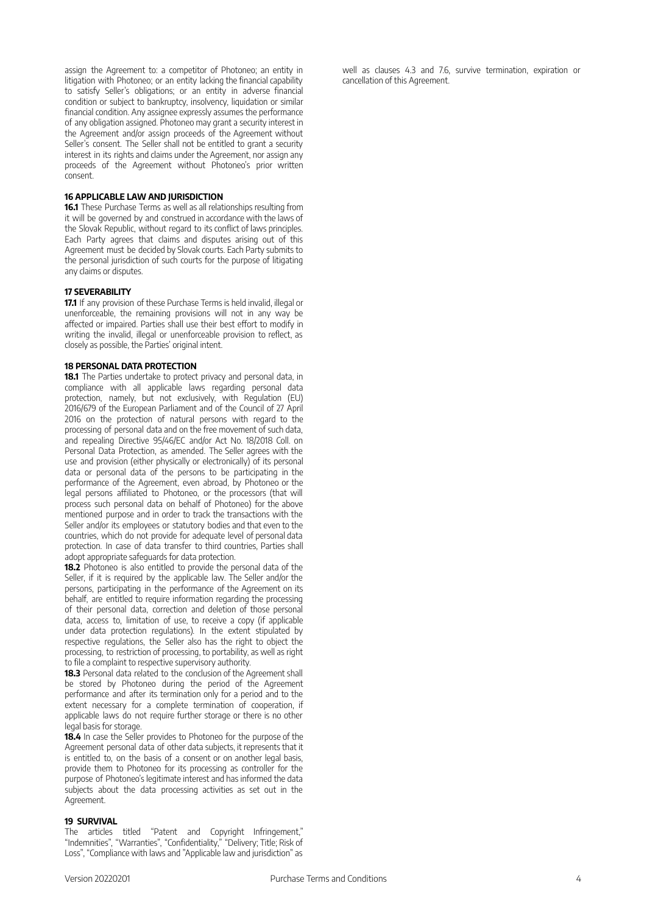assign the Agreement to: a competitor of Photoneo; an entity in litigation with Photoneo; or an entity lacking the financial capability to satisfy Seller's obligations; or an entity in adverse financial condition or subject to bankruptcy, insolvency, liquidation or similar financial condition. Any assignee expressly assumes the performance of any obligation assigned. Photoneo may grant a security interest in the Agreement and/or assign proceeds of the Agreement without Seller's consent. The Seller shall not be entitled to grant a security interest in its rights and claims under the Agreement, nor assign any proceeds of the Agreement without Photoneo's prior written consent.

### 16 APPLICABLE LAW AND JURISDICTION

**16.1** These Purchase Terms as well as all relationships resulting from it will be governed by and construed in accordance with the laws of the Slovak Republic, without regard to its conflict of laws principles. Each Party agrees that claims and disputes arising out of this Agreement must be decided by Slovak courts. Each Party submits to the personal jurisdiction of such courts for the purpose of litigating any claims or disputes.

### 17 SEVERABILITY

**17.1** If any provision of these Purchase Terms is held invalid, illegal or unenforceable, the remaining provisions will not in any way be affected or impaired. Parties shall use their best effort to modify in writing the invalid, illegal or unenforceable provision to reflect, as closely as possible, the Parties' original intent.

### 18 PERSONAL DATA PROTECTION

**18.1** The Parties undertake to protect privacy and personal data, in compliance with all applicable laws regarding personal data protection, namely, but not exclusively, with Regulation (EU) 2016/679 of the European Parliament and of the Council of 27 April 2016 on the protection of natural persons with regard to the processing of personal data and on the free movement of such data, and repealing Directive 95/46/EC and/or Act No. 18/2018 Coll. on Personal Data Protection, as amended. The Seller agrees with the use and provision (either physically or electronically) of its personal data or personal data of the persons to be participating in the performance of the Agreement, even abroad, by Photoneo or the legal persons affiliated to Photoneo, or the processors (that will process such personal data on behalf of Photoneo) for the above mentioned purpose and in order to track the transactions with the Seller and/or its employees or statutory bodies and that even to the countries, which do not provide for adequate level of personal data protection. In case of data transfer to third countries, Parties shall adopt appropriate safeguards for data protection.

**18.2** Photoneo is also entitled to provide the personal data of the Seller, if it is required by the applicable law. The Seller and/or the persons, participating in the performance of the Agreement on its behalf, are entitled to require information regarding the processing of their personal data, correction and deletion of those personal data, access to, limitation of use, to receive a copy (if applicable under data protection regulations). In the extent stipulated by respective regulations, the Seller also has the right to object the processing, to restriction of processing, to portability, as well as right to file a complaint to respective supervisory authority.

**18.3** Personal data related to the conclusion of the Agreement shall be stored by Photoneo during the period of the Agreement performance and after its termination only for a period and to the extent necessary for a complete termination of cooperation, if applicable laws do not require further storage or there is no other legal basis for storage.

**18.4** In case the Seller provides to Photoneo for the purpose of the Agreement personal data of other data subjects, it represents that it is entitled to, on the basis of a consent or on another legal basis, provide them to Photoneo for its processing as controller for the purpose of Photoneo's legitimate interest and has informed the data subjects about the data processing activities as set out in the Agreement.

### 19 SURVIVAL

The articles titled "Patent and Copyright Infringement," "Indemnities", "Warranties", "Confidentiality," "Delivery; Title; Risk of Loss", "Compliance with laws and "Applicable law and jurisdiction" as well as clauses 4.3 and 7.6, survive termination, expiration or cancellation of this Agreement.